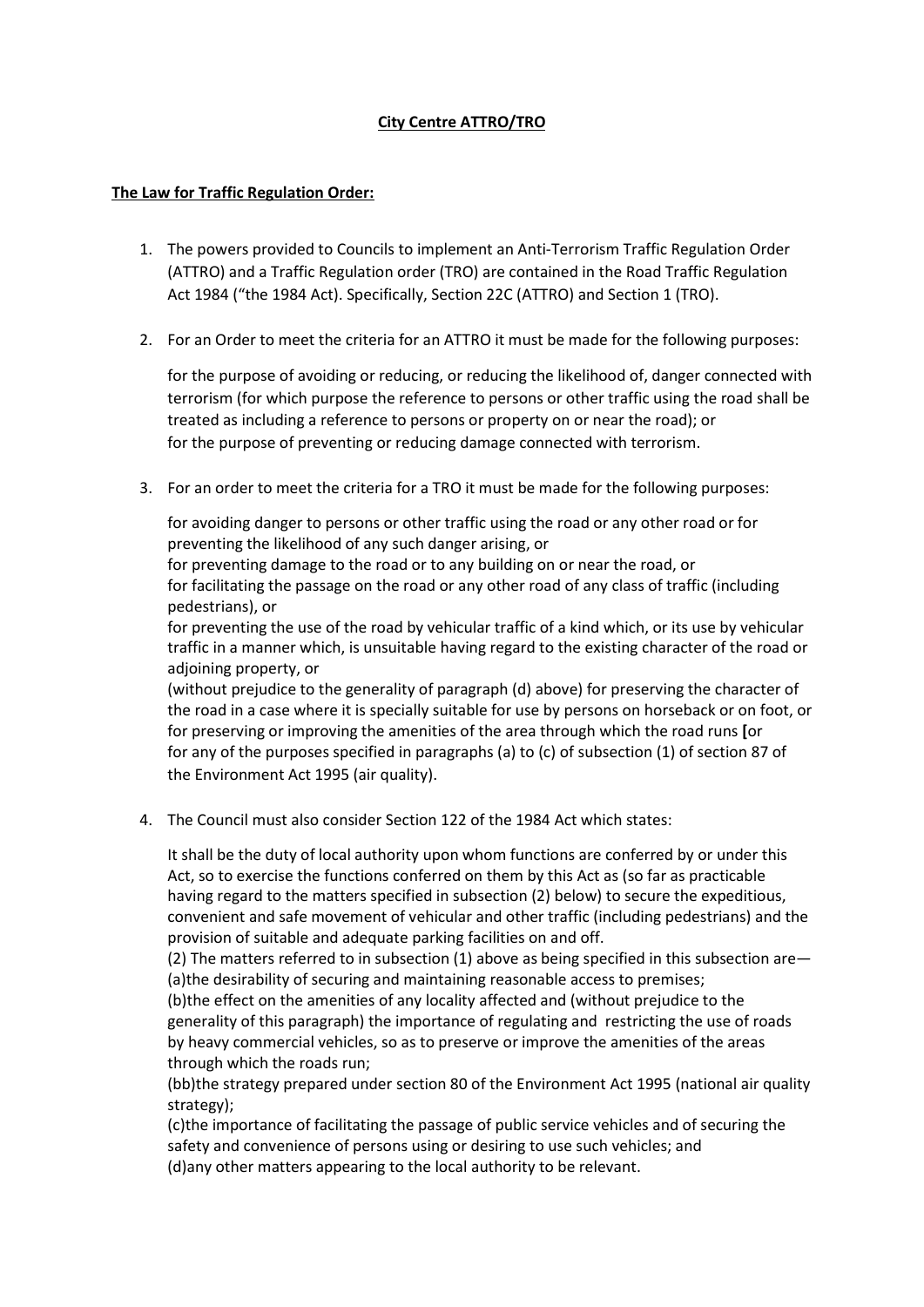**City Centre ATTRO/TRO**

**The Law for Traffic Regulation Order:**

1. The powers provided to Councils to implement an Anti-Terrorism Traffic Regulation Order (ATTRO) and a Traffic Regulation order (TRO) are contained in the Road Traffic Regulation Act 1984 ("the 1984 Act). Specifically, Section 22C (ATTRO) and Section 1 (TRO).

2. For an Order to meet the criteria for an ATTRO it must be made for the following purposes:

   for the purpose of avoiding or reducing, or reducing the likelihood of, danger connected with terrorism (for which purpose the reference to persons or other traffic using the road shall be treated as including a reference to persons or property on or near the road); or
   for the purpose of preventing or reducing damage connected with terrorism.

3. For an order to meet the criteria for a TRO it must be made for the following purposes:

   for avoiding danger to persons or other traffic using the road or any other road or for preventing the likelihood of any such danger arising, or
   for preventing damage to the road or to any building on or near the road, or
   for facilitating the passage on the road or any other road of any class of traffic (including pedestrians), or
   for preventing the use of the road by vehicular traffic of a kind which, or its use by vehicular traffic in a manner which, is unsuitable having regard to the existing character of the road or adjoining property, or
   (without prejudice to the generality of paragraph (d) above) for preserving the character of the road in a case where it is specially suitable for use by persons on horseback or on foot, or
   for preserving or improving the amenities of the area through which the road runs [or
   for any of the purposes specified in paragraphs (a) to (c) of subsection (1) of section 87 of the Environment Act 1995 (air quality).

4. The Council must also consider Section 122 of the 1984 Act which states:

   It shall be the duty of local authority upon whom functions are conferred by or under this Act, so to exercise the functions conferred on them by this Act as (so far as practicable having regard to the matters specified in subsection (2) below) to secure the expeditious, convenient and safe movement of vehicular and other traffic (including pedestrians) and the provision of suitable and adequate parking facilities on and off.
   (2) The matters referred to in subsection (1) above as being specified in this subsection are—
   (a)the desirability of securing and maintaining reasonable access to premises;
   (b)the effect on the amenities of any locality affected and (without prejudice to the generality of this paragraph) the importance of regulating and restricting the use of roads by heavy commercial vehicles, so as to preserve or improve the amenities of the areas through which the roads run;
   (bb)the strategy prepared under section 80 of the Environment Act 1995 (national air quality strategy);
   (c)the importance of facilitating the passage of public service vehicles and of securing the safety and convenience of persons using or desiring to use such vehicles; and
   (d)any other matters appearing to the local authority to be relevant.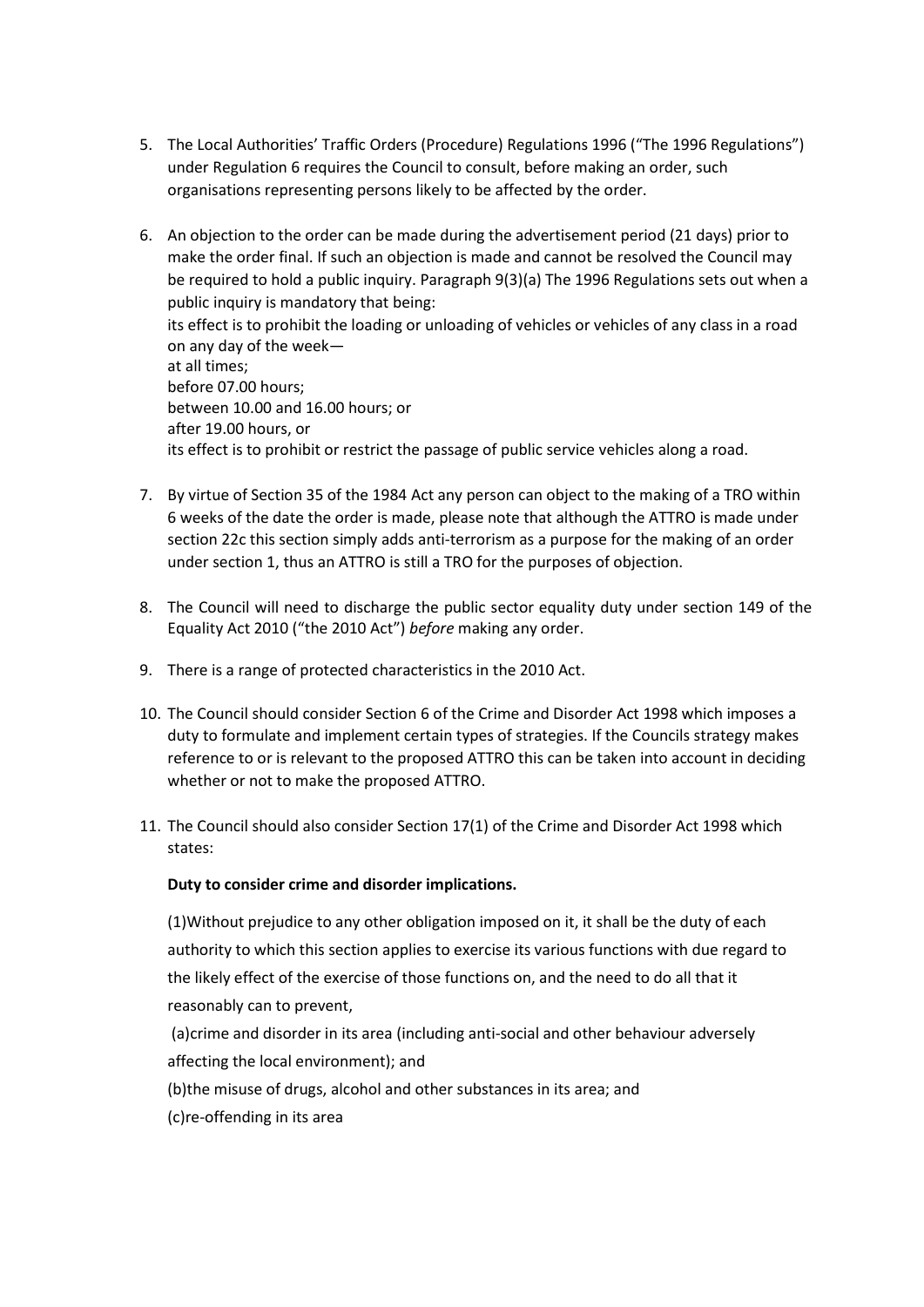5. The Local Authorities' Traffic Orders (Procedure) Regulations 1996 ("The 1996 Regulations") under Regulation 6 requires the Council to consult, before making an order, such organisations representing persons likely to be affected by the order.

6. An objection to the order can be made during the advertisement period (21 days) prior to make the order final. If such an objection is made and cannot be resolved the Council may be required to hold a public inquiry. Paragraph 9(3)(a) The 1996 Regulations sets out when a public inquiry is mandatory that being:
   its effect is to prohibit the loading or unloading of vehicles or vehicles of any class in a road on any day of the week—
   at all times;
   before 07.00 hours;
   between 10.00 and 16.00 hours; or
   after 19.00 hours, or
   its effect is to prohibit or restrict the passage of public service vehicles along a road.

7. By virtue of Section 35 of the 1984 Act any person can object to the making of a TRO within 6 weeks of the date the order is made, please note that although the ATTRO is made under section 22c this section simply adds anti-terrorism as a purpose for the making of an order under section 1, thus an ATTRO is still a TRO for the purposes of objection.

8. The Council will need to discharge the public sector equality duty under section 149 of the Equality Act 2010 ("the 2010 Act") *before* making any order.

9. There is a range of protected characteristics in the 2010 Act.

10. The Council should consider Section 6 of the Crime and Disorder Act 1998 which imposes a duty to formulate and implement certain types of strategies. If the Councils strategy makes reference to or is relevant to the proposed ATTRO this can be taken into account in deciding whether or not to make the proposed ATTRO.

11. The Council should also consider Section 17(1) of the Crime and Disorder Act 1998 which states:

    **Duty to consider crime and disorder implications.**

    (1)Without prejudice to any other obligation imposed on it, it shall be the duty of each authority to which this section applies to exercise its various functions with due regard to the likely effect of the exercise of those functions on, and the need to do all that it reasonably can to prevent,

    (a)crime and disorder in its area (including anti-social and other behaviour adversely affecting the local environment); and

    (b)the misuse of drugs, alcohol and other substances in its area; and

    (c)re-offending in its area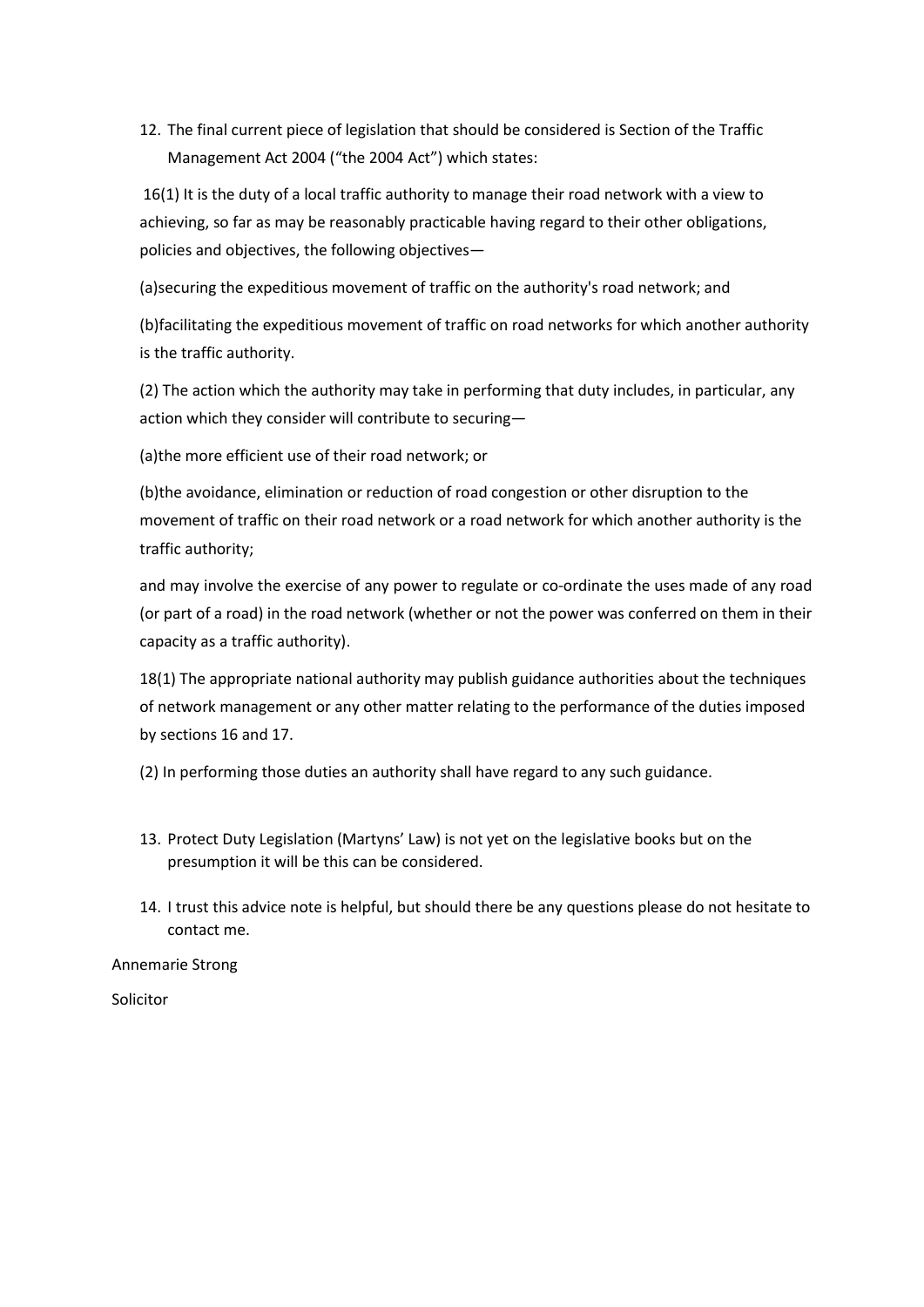12. The final current piece of legislation that should be considered is Section of the Traffic Management Act 2004 ("the 2004 Act") which states:

16(1) It is the duty of a local traffic authority to manage their road network with a view to achieving, so far as may be reasonably practicable having regard to their other obligations, policies and objectives, the following objectives—

(a)securing the expeditious movement of traffic on the authority's road network; and

(b)facilitating the expeditious movement of traffic on road networks for which another authority is the traffic authority.

(2) The action which the authority may take in performing that duty includes, in particular, any action which they consider will contribute to securing—

(a)the more efficient use of their road network; or

(b)the avoidance, elimination or reduction of road congestion or other disruption to the movement of traffic on their road network or a road network for which another authority is the traffic authority;

and may involve the exercise of any power to regulate or co-ordinate the uses made of any road (or part of a road) in the road network (whether or not the power was conferred on them in their capacity as a traffic authority).

18(1) The appropriate national authority may publish guidance authorities about the techniques of network management or any other matter relating to the performance of the duties imposed by sections 16 and 17.

(2) In performing those duties an authority shall have regard to any such guidance.

13. Protect Duty Legislation (Martyns' Law) is not yet on the legislative books but on the presumption it will be this can be considered.

14. I trust this advice note is helpful, but should there be any questions please do not hesitate to contact me.

Annemarie Strong

Solicitor